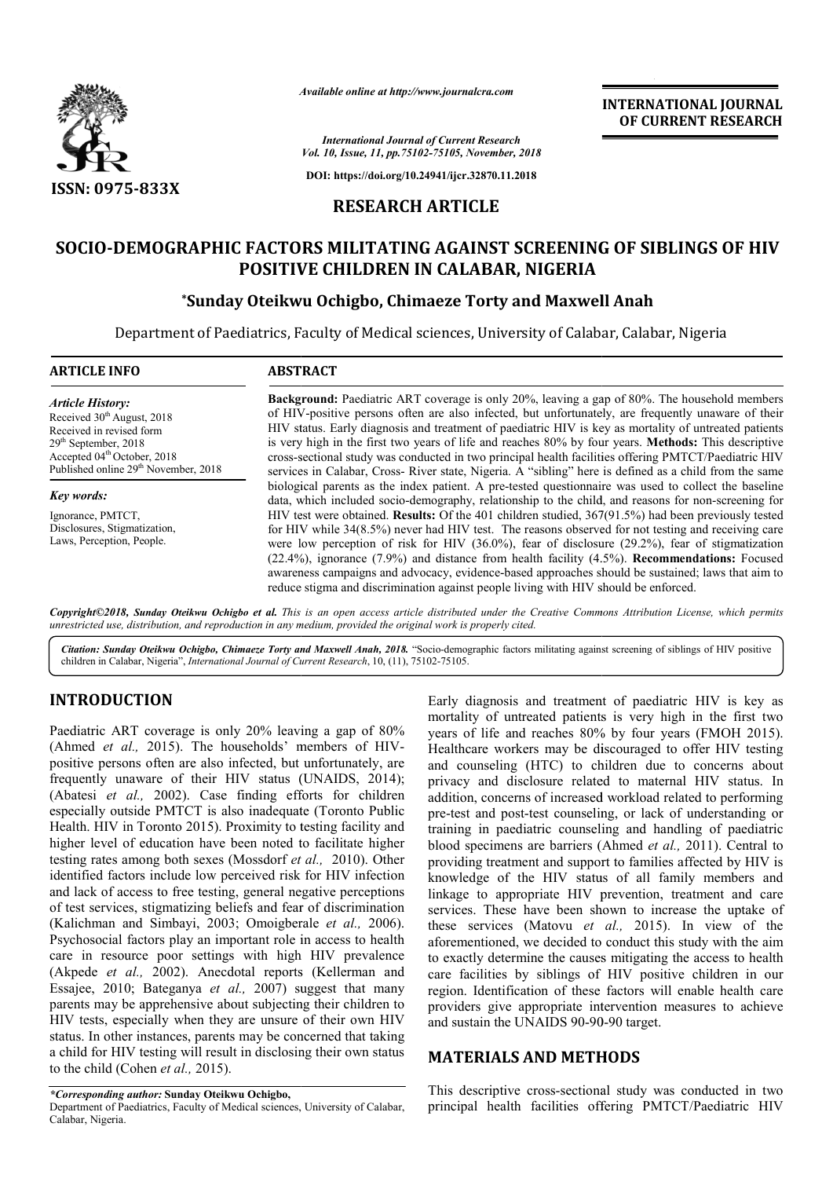*Available online at http://www.journalcra.com*

*International Journal of Current Research*
*Vol. 10, Issue, 11, pp.75102-75105, November, 2018*

**DOI: https://doi.org/10.24941/ijcr.32870.11.2018**

**INTERNATIONAL JOURNAL OF CURRENT RESEARCH**

**ISSN: 0975-833X**

## RESEARCH ARTICLE

# SOCIO-DEMOGRAPHIC FACTORS MILITATING AGAINST SCREENING OF SIBLINGS OF HIV POSITIVE CHILDREN IN CALABAR, NIGERIA

**\*Sunday Oteikwu Ochigbo, Chimaeze Torty and Maxwell Anah**

Department of Paediatrics, Faculty of Medical sciences, University of Calabar, Calabar, Nigeria

### ARTICLE INFO

*Article History:*
Received 30th August, 2018
Received in revised form 29th September, 2018
Accepted 04th October, 2018
Published online 29th November, 2018

*Key words:*
Ignorance, PMTCT, Disclosures, Stigmatization, Laws, Perception, People.

### ABSTRACT

**Background:** Paediatric ART coverage is only 20%, leaving a gap of 80%. The household members of HIV-positive persons often are also infected, but unfortunately, are frequently unaware of their HIV status. Early diagnosis and treatment of paediatric HIV is key as mortality of untreated patients is very high in the first two years of life and reaches 80% by four years. **Methods:** This descriptive cross-sectional study was conducted in two principal health facilities offering PMTCT/Paediatric HIV services in Calabar, Cross- River state, Nigeria. A "sibling" here is defined as a child from the same biological parents as the index patient. A pre-tested questionnaire was used to collect the baseline data, which included socio-demography, relationship to the child, and reasons for non-screening for HIV test were obtained. **Results:** Of the 401 children studied, 367(91.5%) had been previously tested for HIV while 34(8.5%) never had HIV test. The reasons observed for not testing and receiving care were low perception of risk for HIV (36.0%), fear of disclosure (29.2%), fear of stigmatization (22.4%), ignorance (7.9%) and distance from health facility (4.5%). **Recommendations:** Focused awareness campaigns and advocacy, evidence-based approaches should be sustained; laws that aim to reduce stigma and discrimination against people living with HIV should be enforced.

*Copyright©2018, Sunday Oteikwu Ochigbo et al. This is an open access article distributed under the Creative Commons Attribution License, which permits unrestricted use, distribution, and reproduction in any medium, provided the original work is properly cited.*

*Citation: Sunday Oteikwu Ochigbo, Chimaeze Torty and Maxwell Anah, 2018.* "Socio-demographic factors militating against screening of siblings of HIV positive children in Calabar, Nigeria", *International Journal of Current Research*, 10, (11), 75102-75105.

## INTRODUCTION

Paediatric ART coverage is only 20% leaving a gap of 80% (Ahmed *et al.,* 2015). The households' members of HIV-positive persons often are also infected, but unfortunately, are frequently unaware of their HIV status (UNAIDS, 2014); (Abatesi *et al.,* 2002). Case finding efforts for children especially outside PMTCT is also inadequate (Toronto Public Health. HIV in Toronto 2015). Proximity to testing facility and higher level of education have been noted to facilitate higher testing rates among both sexes (Mossdorf *et al.,* 2010). Other identified factors include low perceived risk for HIV infection and lack of access to free testing, general negative perceptions of test services, stigmatizing beliefs and fear of discrimination (Kalichman and Simbayi, 2003; Omoigberale *et al.,* 2006). Psychosocial factors play an important role in access to health care in resource poor settings with high HIV prevalence (Akpede *et al.,* 2002). Anecdotal reports (Kellerman and Essajee, 2010; Bateganya *et al.,* 2007) suggest that many parents may be apprehensive about subjecting their children to HIV tests, especially when they are unsure of their own HIV status. In other instances, parents may be concerned that taking a child for HIV testing will result in disclosing their own status to the child (Cohen *et al.,* 2015).

Early diagnosis and treatment of paediatric HIV is key as mortality of untreated patients is very high in the first two years of life and reaches 80% by four years (FMOH 2015). Healthcare workers may be discouraged to offer HIV testing and counseling (HTC) to children due to concerns about privacy and disclosure related to maternal HIV status. In addition, concerns of increased workload related to performing pre-test and post-test counseling, or lack of understanding or training in paediatric counseling and handling of paediatric blood specimens are barriers (Ahmed *et al.,* 2011). Central to providing treatment and support to families affected by HIV is knowledge of the HIV status of all family members and linkage to appropriate HIV prevention, treatment and care services. These have been shown to increase the uptake of these services (Matovu *et al.,* 2015). In view of the aforementioned, we decided to conduct this study with the aim to exactly determine the causes mitigating the access to health care facilities by siblings of HIV positive children in our region. Identification of these factors will enable health care providers give appropriate intervention measures to achieve and sustain the UNAIDS 90-90-90 target.

## MATERIALS AND METHODS

This descriptive cross-sectional study was conducted in two principal health facilities offering PMTCT/Paediatric HIV

---

*\*Corresponding author:* **Sunday Oteikwu Ochigbo,**
Department of Paediatrics, Faculty of Medical sciences, University of Calabar, Calabar, Nigeria.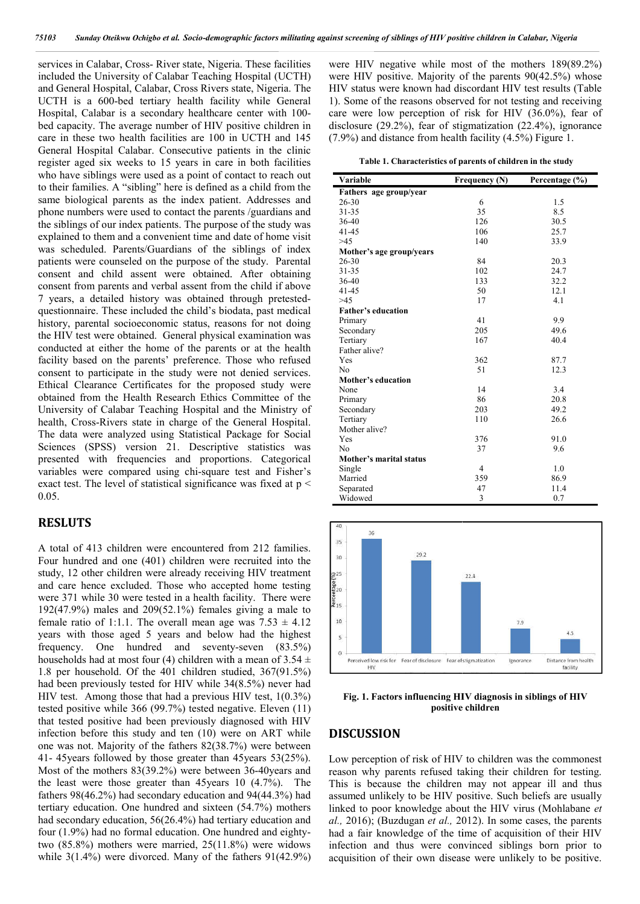services in Calabar, Cross- River state, Nigeria. These facilities included the University of Calabar Teaching Hospital (UCTH) and General Hospital, Calabar, Cross Rivers state, Nigeria. The UCTH is a 600-bed tertiary health facility while General Hospital, Calabar is a secondary healthcare center with 100-bed capacity. The average number of HIV positive children in care in these two health facilities are 100 in UCTH and 145 General Hospital Calabar. Consecutive patients in the clinic register aged six weeks to 15 years in care in both facilities who have siblings were used as a point of contact to reach out to their families. A "sibling" here is defined as a child from the same biological parents as the index patient. Addresses and phone numbers were used to contact the parents /guardians and the siblings of our index patients. The purpose of the study was explained to them and a convenient time and date of home visit was scheduled. Parents/Guardians of the siblings of index patients were counseled on the purpose of the study. Parental consent and child assent were obtained. After obtaining consent from parents and verbal assent from the child if above 7 years, a detailed history was obtained through pretested-questionnaire. These included the child's biodata, past medical history, parental socioeconomic status, reasons for not doing the HIV test were obtained. General physical examination was conducted at either the home of the parents or at the health facility based on the parents' preference. Those who refused consent to participate in the study were not denied services. Ethical Clearance Certificates for the proposed study were obtained from the Health Research Ethics Committee of the University of Calabar Teaching Hospital and the Ministry of health, Cross-Rivers state in charge of the General Hospital. The data were analyzed using Statistical Package for Social Sciences (SPSS) version 21. Descriptive statistics was presented with frequencies and proportions. Categorical variables were compared using chi-square test and Fisher's exact test. The level of statistical significance was fixed at $p < 0.05$.

## RESLUTS

A total of 413 children were encountered from 212 families. Four hundred and one (401) children were recruited into the study, 12 other children were already receiving HIV treatment and care hence excluded. Those who accepted home testing were 371 while 30 were tested in a health facility. There were 192(47.9%) males and 209(52.1%) females giving a male to female ratio of 1:1.1. The overall mean age was $7.53 \pm 4.12$ years with those aged 5 years and below had the highest frequency. One hundred and seventy-seven (83.5%) households had at most four (4) children with a mean of $3.54 \pm 1.8$ per household. Of the 401 children studied, 367(91.5%) had been previously tested for HIV while 34(8.5%) never had HIV test. Among those that had a previous HIV test, 1(0.3%) tested positive while 366 (99.7%) tested negative. Eleven (11) that tested positive had been previously diagnosed with HIV infection before this study and ten (10) were on ART while one was not. Majority of the fathers 82(38.7%) were between 41- 45years followed by those greater than 45years 53(25%). Most of the mothers 83(39.2%) were between 36-40years and the least were those greater than 45years 10 (4.7%). The fathers 98(46.2%) had secondary education and 94(44.3%) had tertiary education. One hundred and sixteen (54.7%) mothers had secondary education, 56(26.4%) had tertiary education and four (1.9%) had no formal education. One hundred and eighty-two (85.8%) mothers were married, 25(11.8%) were widows while 3(1.4%) were divorced. Many of the fathers 91(42.9%) were HIV negative while most of the mothers 189(89.2%) were HIV positive. Majority of the parents 90(42.5%) whose HIV status were known had discordant HIV test results (Table 1). Some of the reasons observed for not testing and receiving care were low perception of risk for HIV (36.0%), fear of disclosure (29.2%), fear of stigmatization (22.4%), ignorance (7.9%) and distance from health facility (4.5%) Figure 1.

**Table 1. Characteristics of parents of children in the study**

| Variable | Frequency (N) | Percentage (%) |
|---|---|---|
| **Fathers age group/year** | | |
| 26-30 | 6 | 1.5 |
| 31-35 | 35 | 8.5 |
| 36-40 | 126 | 30.5 |
| 41-45 | 106 | 25.7 |
| >45 | 140 | 33.9 |
| **Mother's age group/years** | | |
| 26-30 | 84 | 20.3 |
| 31-35 | 102 | 24.7 |
| 36-40 | 133 | 32.2 |
| 41-45 | 50 | 12.1 |
| >45 | 17 | 4.1 |
| **Father's education** | | |
| Primary | 41 | 9.9 |
| Secondary | 205 | 49.6 |
| Tertiary | 167 | 40.4 |
| Father alive? | | |
| Yes | 362 | 87.7 |
| No | 51 | 12.3 |
| **Mother's education** | | |
| None | 14 | 3.4 |
| Primary | 86 | 20.8 |
| Secondary | 203 | 49.2 |
| Tertiary | 110 | 26.6 |
| Mother alive? | | |
| Yes | 376 | 91.0 |
| No | 37 | 9.6 |
| **Mother's marital status** | | |
| Single | 4 | 1.0 |
| Married | 359 | 86.9 |
| Separated | 47 | 11.4 |
| Widowed | 3 | 0.7 |

**Fig. 1. Factors influencing HIV diagnosis in siblings of HIV positive children**

## DISCUSSION

Low perception of risk of HIV to children was the commonest reason why parents refused taking their children for testing. This is because the children may not appear ill and thus assumed unlikely to be HIV positive. Such beliefs are usually linked to poor knowledge about the HIV virus (Mohlabane *et al.,* 2016); (Buzdugan *et al.,* 2012). In some cases, the parents had a fair knowledge of the time of acquisition of their HIV infection and thus were convinced siblings born prior to acquisition of their own disease were unlikely to be positive.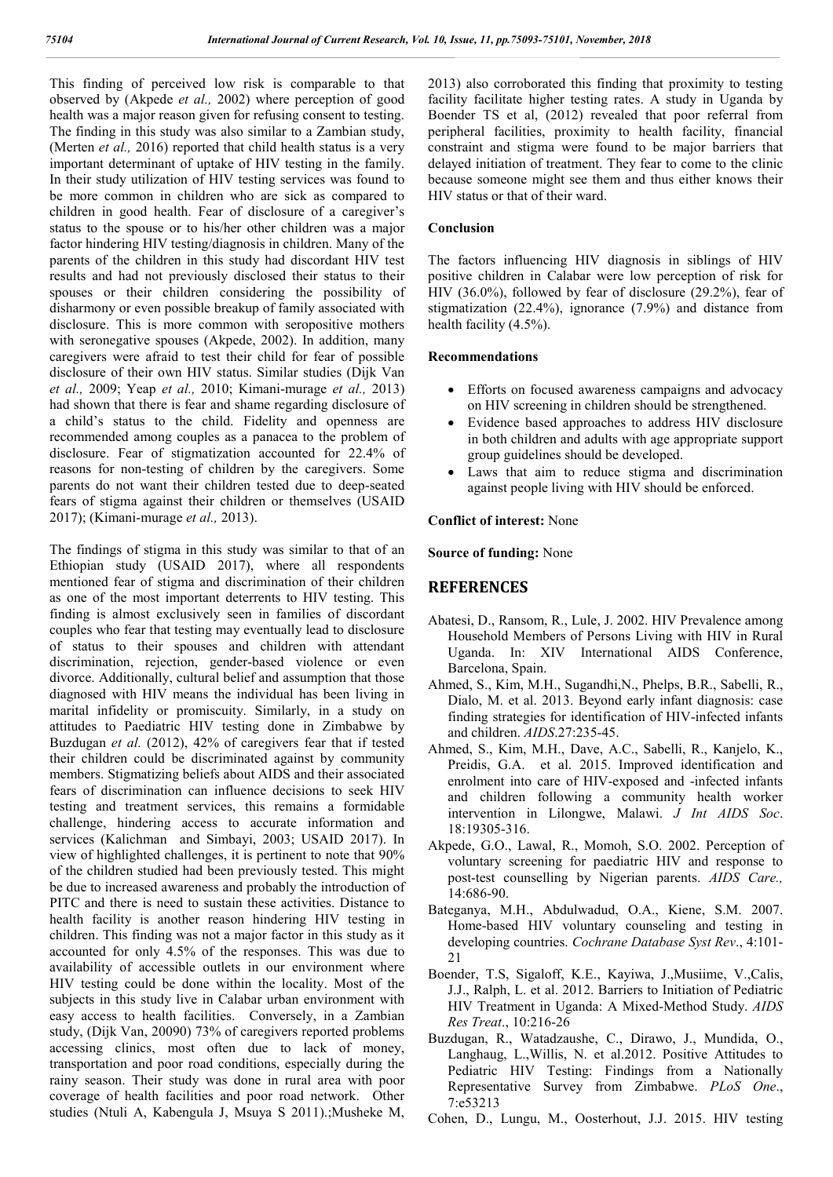This finding of perceived low risk is comparable to that observed by (Akpede *et al.,* 2002) where perception of good health was a major reason given for refusing consent to testing. The finding in this study was also similar to a Zambian study, (Merten *et al.,* 2016) reported that child health status is a very important determinant of uptake of HIV testing in the family. In their study utilization of HIV testing services was found to be more common in children who are sick as compared to children in good health. Fear of disclosure of a caregiver's status to the spouse or to his/her other children was a major factor hindering HIV testing/diagnosis in children. Many of the parents of the children in this study had discordant HIV test results and had not previously disclosed their status to their spouses or their children considering the possibility of disharmony or even possible breakup of family associated with disclosure. This is more common with seropositive mothers with seronegative spouses (Akpede, 2002). In addition, many caregivers were afraid to test their child for fear of possible disclosure of their own HIV status. Similar studies (Dijk Van *et al.,* 2009; Yeap *et al.,* 2010; Kimani-murage *et al.,* 2013) had shown that there is fear and shame regarding disclosure of a child's status to the child. Fidelity and openness are recommended among couples as a panacea to the problem of disclosure. Fear of stigmatization accounted for 22.4% of reasons for non-testing of children by the caregivers. Some parents do not want their children tested due to deep-seated fears of stigma against their children or themselves (USAID 2017); (Kimani-murage *et al.,* 2013).

The findings of stigma in this study was similar to that of an Ethiopian study (USAID 2017), where all respondents mentioned fear of stigma and discrimination of their children as one of the most important deterrents to HIV testing. This finding is almost exclusively seen in families of discordant couples who fear that testing may eventually lead to disclosure of status to their spouses and children with attendant discrimination, rejection, gender-based violence or even divorce. Additionally, cultural belief and assumption that those diagnosed with HIV means the individual has been living in marital infidelity or promiscuity. Similarly, in a study on attitudes to Paediatric HIV testing done in Zimbabwe by Buzdugan *et al.* (2012), 42% of caregivers fear that if tested their children could be discriminated against by community members. Stigmatizing beliefs about AIDS and their associated fears of discrimination can influence decisions to seek HIV testing and treatment services, this remains a formidable challenge, hindering access to accurate information and services (Kalichman and Simbayi, 2003; USAID 2017). In view of highlighted challenges, it is pertinent to note that 90% of the children studied had been previously tested. This might be due to increased awareness and probably the introduction of PITC and there is need to sustain these activities. Distance to health facility is another reason hindering HIV testing in children. This finding was not a major factor in this study as it accounted for only 4.5% of the responses. This was due to availability of accessible outlets in our environment where HIV testing could be done within the locality. Most of the subjects in this study live in Calabar urban environment with easy access to health facilities. Conversely, in a Zambian study, (Dijk Van, 20090) 73% of caregivers reported problems accessing clinics, most often due to lack of money, transportation and poor road conditions, especially during the rainy season. Their study was done in rural area with poor coverage of health facilities and poor road network. Other studies (Ntuli A, Kabengula J, Msuya S 2011).;Musheke M, 2013) also corroborated this finding that proximity to testing facility facilitate higher testing rates. A study in Uganda by Boender TS et al, (2012) revealed that poor referral from peripheral facilities, proximity to health facility, financial constraint and stigma were found to be major barriers that delayed initiation of treatment. They fear to come to the clinic because someone might see them and thus either knows their HIV status or that of their ward.

## Conclusion

The factors influencing HIV diagnosis in siblings of HIV positive children in Calabar were low perception of risk for HIV (36.0%), followed by fear of disclosure (29.2%), fear of stigmatization (22.4%), ignorance (7.9%) and distance from health facility (4.5%).

## Recommendations

- Efforts on focused awareness campaigns and advocacy on HIV screening in children should be strengthened.
- Evidence based approaches to address HIV disclosure in both children and adults with age appropriate support group guidelines should be developed.
- Laws that aim to reduce stigma and discrimination against people living with HIV should be enforced.

**Conflict of interest:** None

**Source of funding:** None

## REFERENCES

Abatesi, D., Ransom, R., Lule, J. 2002. HIV Prevalence among Household Members of Persons Living with HIV in Rural Uganda. In: XIV International AIDS Conference, Barcelona, Spain.

Ahmed, S., Kim, M.H., Sugandhi,N., Phelps, B.R., Sabelli, R., Dialo, M. et al. 2013. Beyond early infant diagnosis: case finding strategies for identification of HIV-infected infants and children. *AIDS*.27:235-45.

Ahmed, S., Kim, M.H., Dave, A.C., Sabelli, R., Kanjelo, K., Preidis, G.A. et al. 2015. Improved identification and enrolment into care of HIV-exposed and -infected infants and children following a community health worker intervention in Lilongwe, Malawi. *J Int AIDS Soc*. 18:19305-316.

Akpede, G.O., Lawal, R., Momoh, S.O. 2002. Perception of voluntary screening for paediatric HIV and response to post-test counselling by Nigerian parents. *AIDS Care.,* 14:686-90.

Bateganya, M.H., Abdulwadud, O.A., Kiene, S.M. 2007. Home-based HIV voluntary counseling and testing in developing countries. *Cochrane Database Syst Rev*., 4:101-21

Boender, T.S, Sigaloff, K.E., Kayiwa, J.,Musiime, V.,Calis, J.J., Ralph, L. et al. 2012. Barriers to Initiation of Pediatric HIV Treatment in Uganda: A Mixed-Method Study. *AIDS Res Treat*., 10:216-26

Buzdugan, R., Watadzaushe, C., Dirawo, J., Mundida, O., Langhaug, L.,Willis, N. et al.2012. Positive Attitudes to Pediatric HIV Testing: Findings from a Nationally Representative Survey from Zimbabwe. *PLoS One*., 7:e53213

Cohen, D., Lungu, M., Oosterhout, J.J. 2015. HIV testing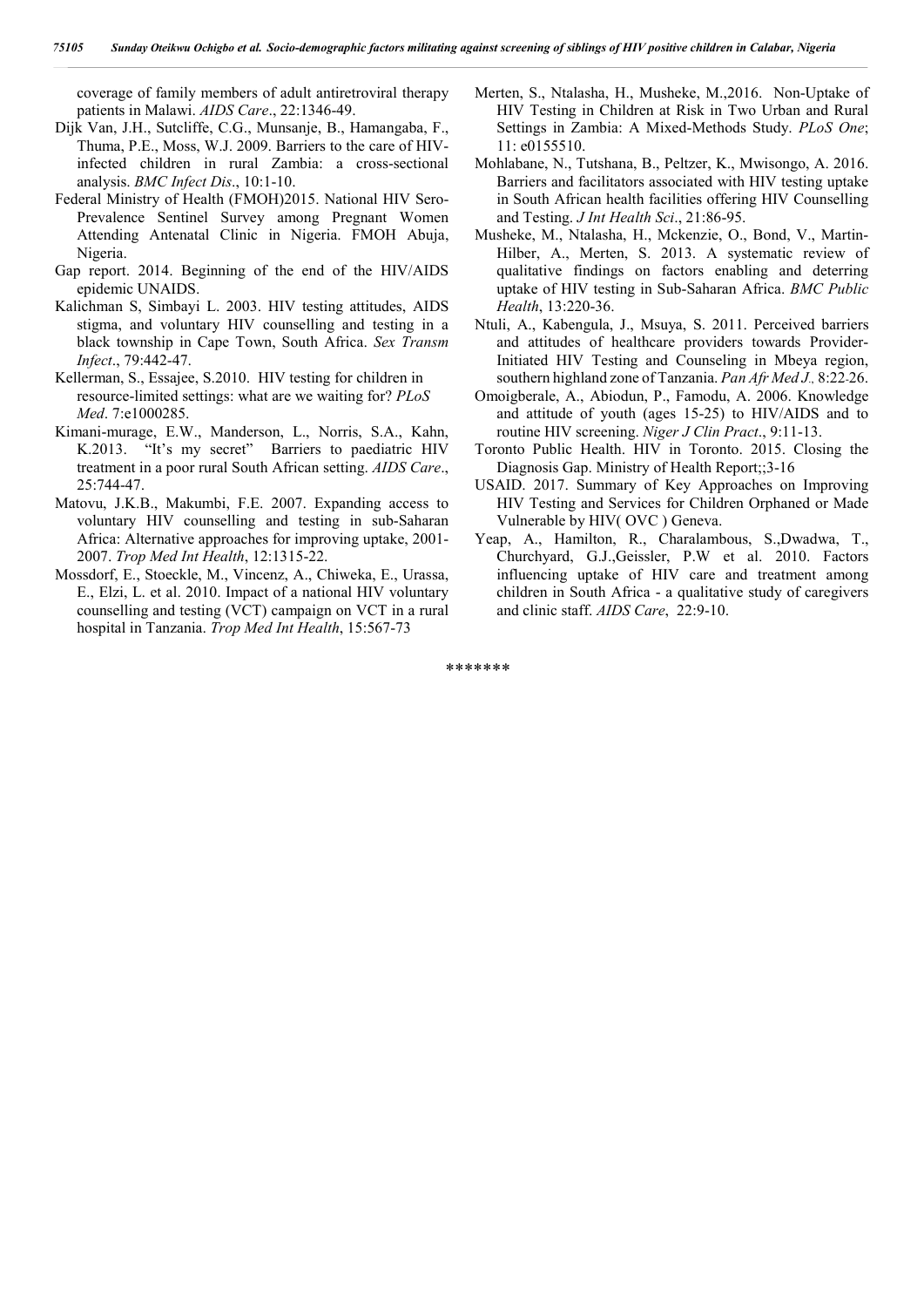coverage of family members of adult antiretroviral therapy patients in Malawi. *AIDS Care*., 22:1346-49.

Dijk Van, J.H., Sutcliffe, C.G., Munsanje, B., Hamangaba, F., Thuma, P.E., Moss, W.J. 2009. Barriers to the care of HIV-infected children in rural Zambia: a cross-sectional analysis. *BMC Infect Dis*., 10:1-10.

Federal Ministry of Health (FMOH)2015. National HIV Sero-Prevalence Sentinel Survey among Pregnant Women Attending Antenatal Clinic in Nigeria. FMOH Abuja, Nigeria.

Gap report. 2014. Beginning of the end of the HIV/AIDS epidemic UNAIDS.

Kalichman S, Simbayi L. 2003. HIV testing attitudes, AIDS stigma, and voluntary HIV counselling and testing in a black township in Cape Town, South Africa. *Sex Transm Infect*., 79:442-47.

Kellerman, S., Essajee, S.2010. HIV testing for children in resource-limited settings: what are we waiting for? *PLoS Med*. 7:e1000285.

Kimani-murage, E.W., Manderson, L., Norris, S.A., Kahn, K.2013. "It's my secret" Barriers to paediatric HIV treatment in a poor rural South African setting. *AIDS Care*., 25:744-47.

Matovu, J.K.B., Makumbi, F.E. 2007. Expanding access to voluntary HIV counselling and testing in sub-Saharan Africa: Alternative approaches for improving uptake, 2001-2007. *Trop Med Int Health*, 12:1315-22.

Mossdorf, E., Stoeckle, M., Vincenz, A., Chiweka, E., Urassa, E., Elzi, L. et al. 2010. Impact of a national HIV voluntary counselling and testing (VCT) campaign on VCT in a rural hospital in Tanzania. *Trop Med Int Health*, 15:567-73

Merten, S., Ntalasha, H., Musheke, M.,2016. Non-Uptake of HIV Testing in Children at Risk in Two Urban and Rural Settings in Zambia: A Mixed-Methods Study. *PLoS One*; 11: e0155510.

Mohlabane, N., Tutshana, B., Peltzer, K., Mwisongo, A. 2016. Barriers and facilitators associated with HIV testing uptake in South African health facilities offering HIV Counselling and Testing. *J Int Health Sci*., 21:86-95.

Musheke, M., Ntalasha, H., Mckenzie, O., Bond, V., Martin-Hilber, A., Merten, S. 2013. A systematic review of qualitative findings on factors enabling and deterring uptake of HIV testing in Sub-Saharan Africa. *BMC Public Health*, 13:220-36.

Ntuli, A., Kabengula, J., Msuya, S. 2011. Perceived barriers and attitudes of healthcare providers towards Provider-Initiated HIV Testing and Counseling in Mbeya region, southern highland zone of Tanzania. *Pan Afr Med J*., 8:22-26.

Omoigberale, A., Abiodun, P., Famodu, A. 2006. Knowledge and attitude of youth (ages 15-25) to HIV/AIDS and to routine HIV screening. *Niger J Clin Pract*., 9:11-13.

Toronto Public Health. HIV in Toronto. 2015. Closing the Diagnosis Gap. Ministry of Health Report;;3-16

USAID. 2017. Summary of Key Approaches on Improving HIV Testing and Services for Children Orphaned or Made Vulnerable by HIV( OVC ) Geneva.

Yeap, A., Hamilton, R., Charalambous, S.,Dwadwa, T., Churchyard, G.J.,Geissler, P.W et al. 2010. Factors influencing uptake of HIV care and treatment among children in South Africa - a qualitative study of caregivers and clinic staff. *AIDS Care*, 22:9-10.

\*\*\*\*\*\*\*